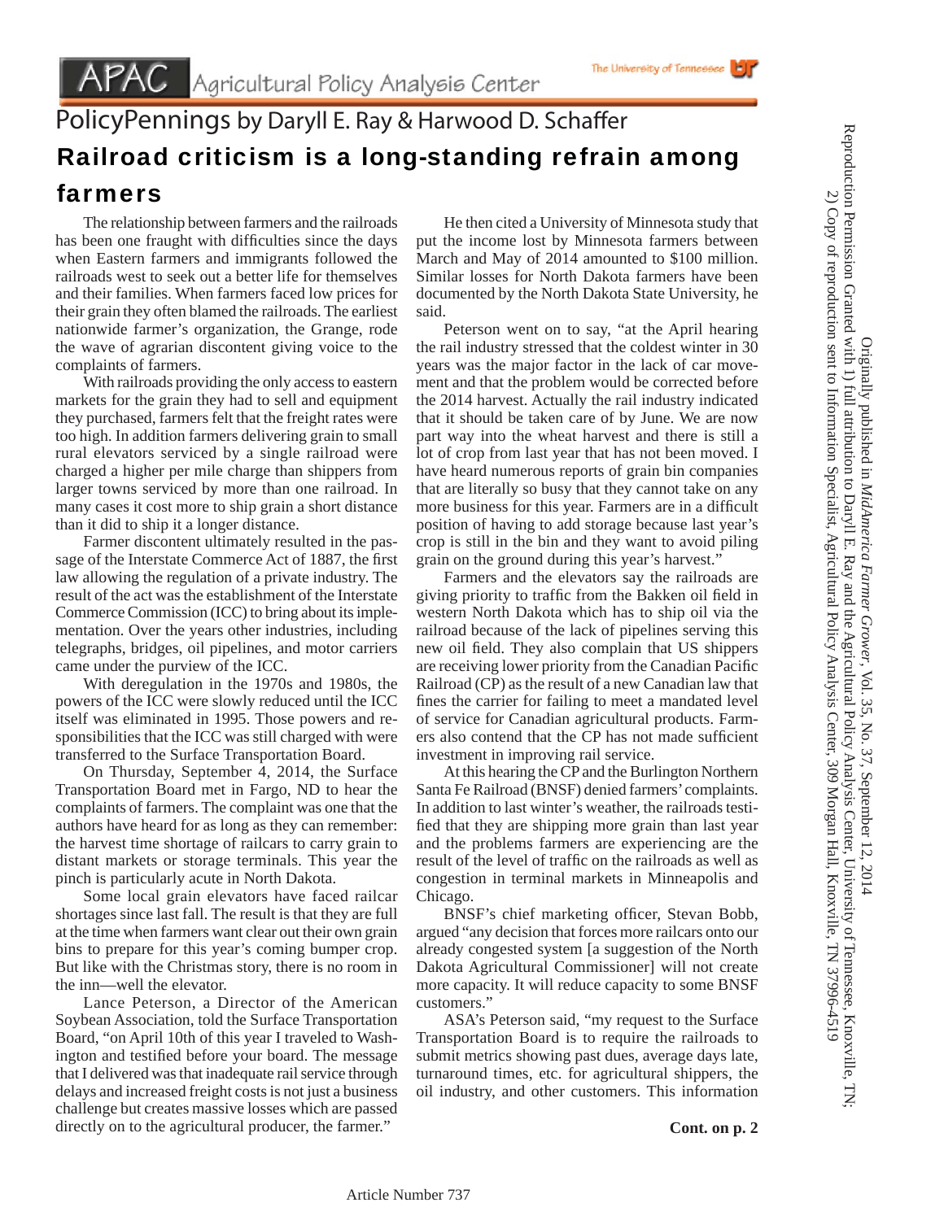APAC Agricultural Policy Analysis Center

The University of Tennessee

PolicyPennings by Daryll E. Ray & Harwood D. Schaffer

# Railroad criticism is a long-standing refrain among farmers

The relationship between farmers and the railroads has been one fraught with difficulties since the days when Eastern farmers and immigrants followed the railroads west to seek out a better life for themselves and their families. When farmers faced low prices for their grain they often blamed the railroads. The earliest nationwide farmer's organization, the Grange, rode the wave of agrarian discontent giving voice to the complaints of farmers.

With railroads providing the only access to eastern markets for the grain they had to sell and equipment they purchased, farmers felt that the freight rates were too high. In addition farmers delivering grain to small rural elevators serviced by a single railroad were charged a higher per mile charge than shippers from larger towns serviced by more than one railroad. In many cases it cost more to ship grain a short distance than it did to ship it a longer distance.

Farmer discontent ultimately resulted in the passage of the Interstate Commerce Act of 1887, the first law allowing the regulation of a private industry. The result of the act was the establishment of the Interstate Commerce Commission (ICC) to bring about its implementation. Over the years other industries, including telegraphs, bridges, oil pipelines, and motor carriers came under the purview of the ICC.

With deregulation in the 1970s and 1980s, the powers of the ICC were slowly reduced until the ICC itself was eliminated in 1995. Those powers and responsibilities that the ICC was still charged with were transferred to the Surface Transportation Board.

On Thursday, September 4, 2014, the Surface Transportation Board met in Fargo, ND to hear the complaints of farmers. The complaint was one that the authors have heard for as long as they can remember: the harvest time shortage of railcars to carry grain to distant markets or storage terminals. This year the pinch is particularly acute in North Dakota.

Some local grain elevators have faced railcar shortages since last fall. The result is that they are full at the time when farmers want clear out their own grain bins to prepare for this year's coming bumper crop. But like with the Christmas story, there is no room in the inn—well the elevator.

Lance Peterson, a Director of the American Soybean Association, told the Surface Transportation Board, "on April 10th of this year I traveled to Washington and testified before your board. The message that I delivered was that inadequate rail service through delays and increased freight costs is not just a business challenge but creates massive losses which are passed directly on to the agricultural producer, the farmer."

He then cited a University of Minnesota study that put the income lost by Minnesota farmers between March and May of 2014 amounted to $100 million. Similar losses for North Dakota farmers have been documented by the North Dakota State University, he said.

Peterson went on to say, "at the April hearing the rail industry stressed that the coldest winter in 30 years was the major factor in the lack of car movement and that the problem would be corrected before the 2014 harvest. Actually the rail industry indicated that it should be taken care of by June. We are now part way into the wheat harvest and there is still a lot of crop from last year that has not been moved. I have heard numerous reports of grain bin companies that are literally so busy that they cannot take on any more business for this year. Farmers are in a difficult position of having to add storage because last year's crop is still in the bin and they want to avoid piling grain on the ground during this year's harvest."

Farmers and the elevators say the railroads are giving priority to traffic from the Bakken oil field in western North Dakota which has to ship oil via the railroad because of the lack of pipelines serving this new oil field. They also complain that US shippers are receiving lower priority from the Canadian Pacific Railroad (CP) as the result of a new Canadian law that fines the carrier for failing to meet a mandated level of service for Canadian agricultural products. Farmers also contend that the CP has not made sufficient investment in improving rail service.

At this hearing the CP and the Burlington Northern Santa Fe Railroad (BNSF) denied farmers' complaints. In addition to last winter's weather, the railroads testified that they are shipping more grain than last year and the problems farmers are experiencing are the result of the level of traffic on the railroads as well as congestion in terminal markets in Minneapolis and Chicago.

BNSF's chief marketing officer, Stevan Bobb, argued "any decision that forces more railcars onto our already congested system [a suggestion of the North Dakota Agricultural Commissioner] will not create more capacity. It will reduce capacity to some BNSF customers."

ASA's Peterson said, "my request to the Surface Transportation Board is to require the railroads to submit metrics showing past dues, average days late, turnaround times, etc. for agricultural shippers, the oil industry, and other customers. This information

**Cont. on p. 2**

Originally published in *MidAmerica Farmer Grower*, Vol. 35, No. 37, September 12, 2014
Reproduction Permission Granted with 1) full attribution to Daryll E. Ray and the Agricultural Policy Analysis Center, University of Tennessee, Knoxville, TN;
2) Copy of reproduction sent to Information Specialist, Agricultural Policy Analysis Center, 309 Morgan Hall, Knoxville, TN 37996-4519

Article Number 737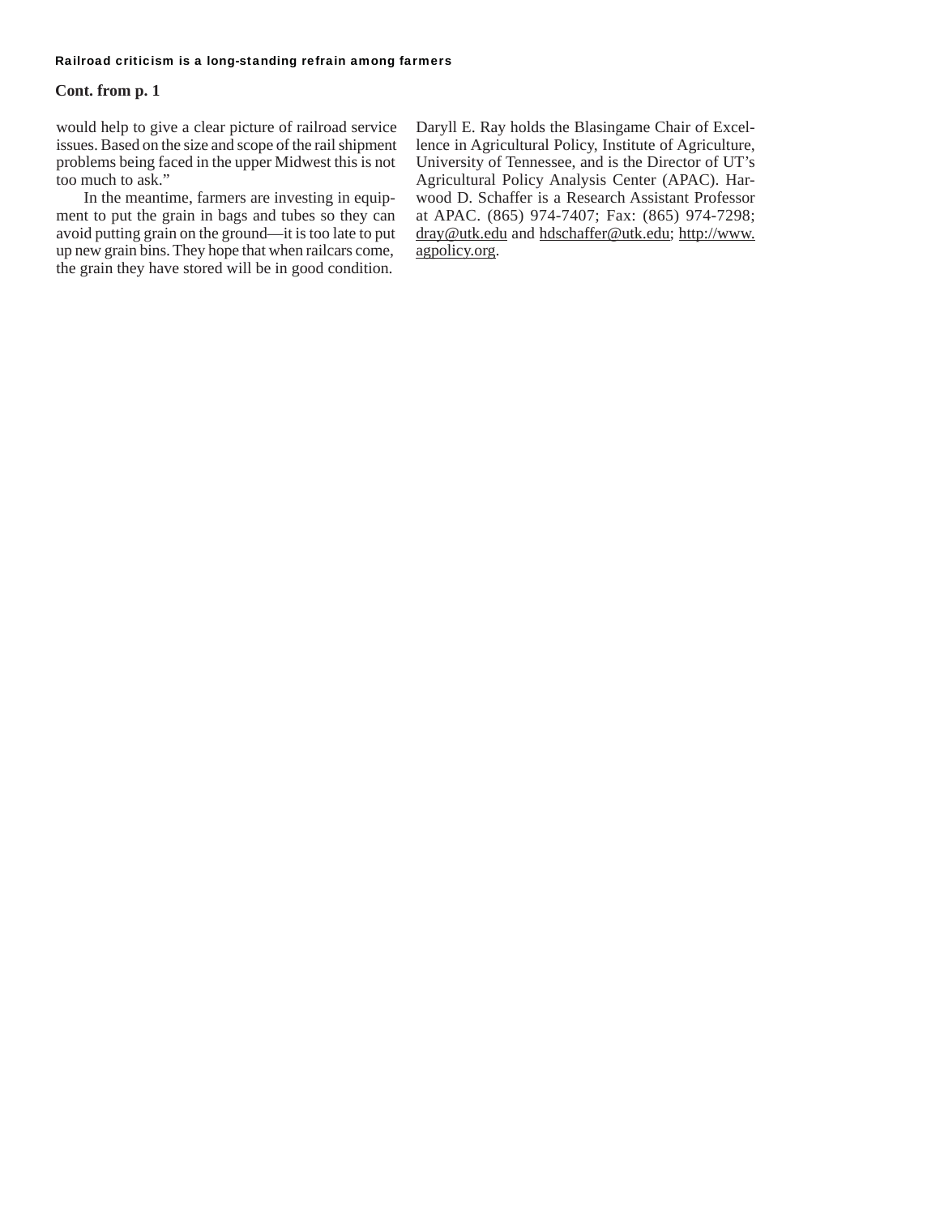## Railroad criticism is a long-standing refrain among farmers

**Cont. from p. 1**

would help to give a clear picture of railroad service issues. Based on the size and scope of the rail shipment problems being faced in the upper Midwest this is not too much to ask."

In the meantime, farmers are investing in equipment to put the grain in bags and tubes so they can avoid putting grain on the ground—it is too late to put up new grain bins. They hope that when railcars come, the grain they have stored will be in good condition.

Daryll E. Ray holds the Blasingame Chair of Excellence in Agricultural Policy, Institute of Agriculture, University of Tennessee, and is the Director of UT's Agricultural Policy Analysis Center (APAC). Harwood D. Schaffer is a Research Assistant Professor at APAC. (865) 974-7407; Fax: (865) 974-7298; dray@utk.edu and hdschaffer@utk.edu; http://www.agpolicy.org.